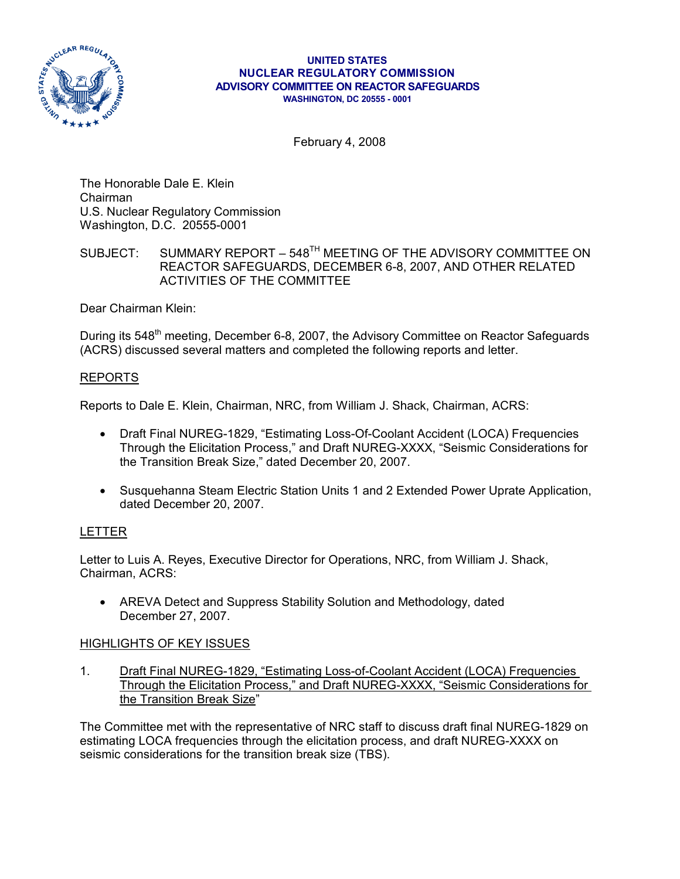**UNITED STATES**
**NUCLEAR REGULATORY COMMISSION**
**ADVISORY COMMITTEE ON REACTOR SAFEGUARDS**
**WASHINGTON, DC 20555 - 0001**

February 4, 2008

The Honorable Dale E. Klein
Chairman
U.S. Nuclear Regulatory Commission
Washington, D.C. 20555-0001

SUBJECT: SUMMARY REPORT – 548[TH] MEETING OF THE ADVISORY COMMITTEE ON REACTOR SAFEGUARDS, DECEMBER 6-8, 2007, AND OTHER RELATED ACTIVITIES OF THE COMMITTEE

Dear Chairman Klein:

During its 548[th] meeting, December 6-8, 2007, the Advisory Committee on Reactor Safeguards (ACRS) discussed several matters and completed the following reports and letter.

## REPORTS

Reports to Dale E. Klein, Chairman, NRC, from William J. Shack, Chairman, ACRS:

- Draft Final NUREG-1829, "Estimating Loss-Of-Coolant Accident (LOCA) Frequencies Through the Elicitation Process," and Draft NUREG-XXXX, "Seismic Considerations for the Transition Break Size," dated December 20, 2007.
- Susquehanna Steam Electric Station Units 1 and 2 Extended Power Uprate Application, dated December 20, 2007.

## LETTER

Letter to Luis A. Reyes, Executive Director for Operations, NRC, from William J. Shack, Chairman, ACRS:

- AREVA Detect and Suppress Stability Solution and Methodology, dated December 27, 2007.

## HIGHLIGHTS OF KEY ISSUES

1. Draft Final NUREG-1829, "Estimating Loss-of-Coolant Accident (LOCA) Frequencies Through the Elicitation Process," and Draft NUREG-XXXX, "Seismic Considerations for the Transition Break Size"

The Committee met with the representative of NRC staff to discuss draft final NUREG-1829 on estimating LOCA frequencies through the elicitation process, and draft NUREG-XXXX on seismic considerations for the transition break size (TBS).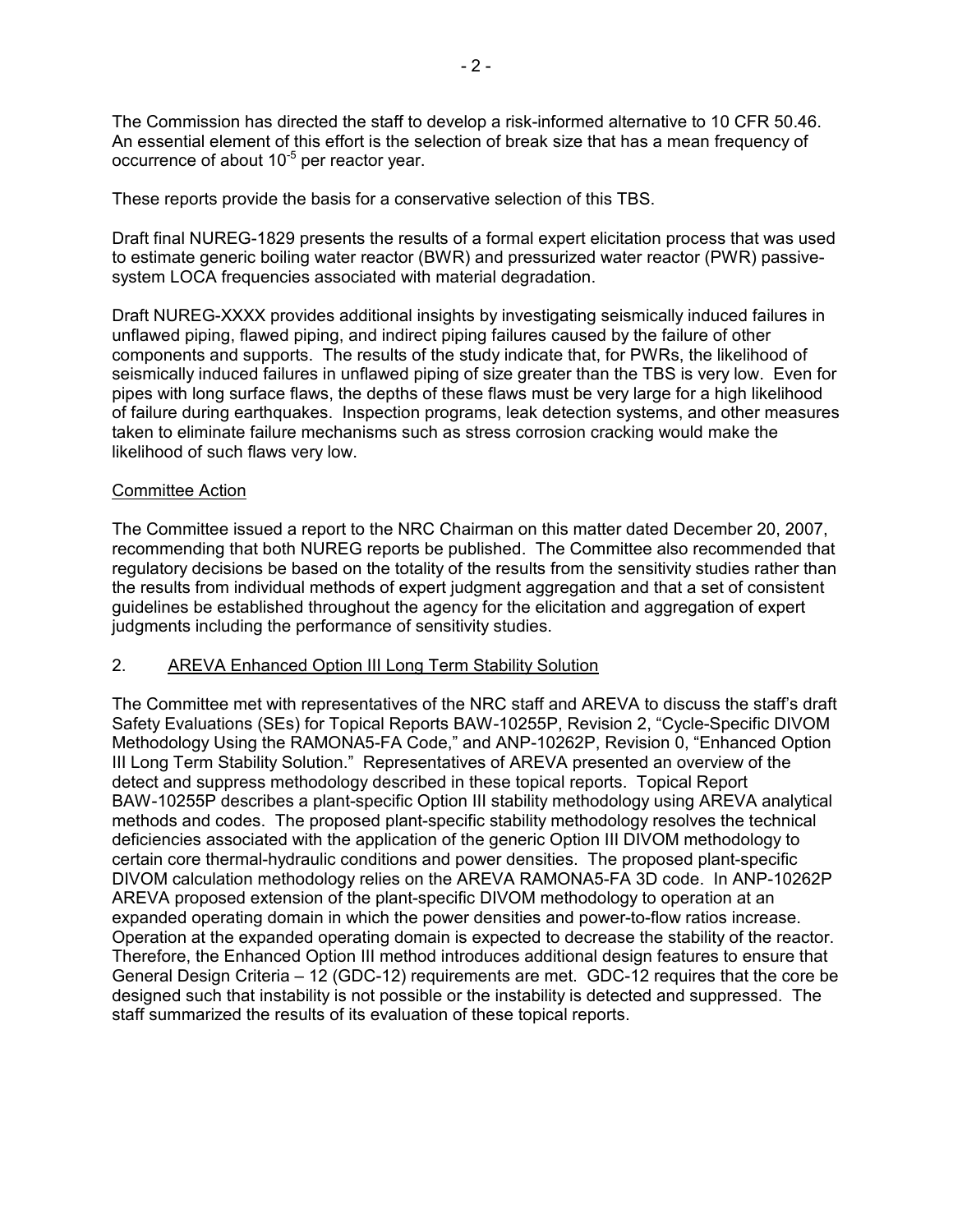The Commission has directed the staff to develop a risk-informed alternative to 10 CFR 50.46. An essential element of this effort is the selection of break size that has a mean frequency of occurrence of about $10^{-5}$ per reactor year.

These reports provide the basis for a conservative selection of this TBS.

Draft final NUREG-1829 presents the results of a formal expert elicitation process that was used to estimate generic boiling water reactor (BWR) and pressurized water reactor (PWR) passive-system LOCA frequencies associated with material degradation.

Draft NUREG-XXXX provides additional insights by investigating seismically induced failures in unflawed piping, flawed piping, and indirect piping failures caused by the failure of other components and supports. The results of the study indicate that, for PWRs, the likelihood of seismically induced failures in unflawed piping of size greater than the TBS is very low. Even for pipes with long surface flaws, the depths of these flaws must be very large for a high likelihood of failure during earthquakes. Inspection programs, leak detection systems, and other measures taken to eliminate failure mechanisms such as stress corrosion cracking would make the likelihood of such flaws very low.

Committee Action

The Committee issued a report to the NRC Chairman on this matter dated December 20, 2007, recommending that both NUREG reports be published. The Committee also recommended that regulatory decisions be based on the totality of the results from the sensitivity studies rather than the results from individual methods of expert judgment aggregation and that a set of consistent guidelines be established throughout the agency for the elicitation and aggregation of expert judgments including the performance of sensitivity studies.

2. AREVA Enhanced Option III Long Term Stability Solution

The Committee met with representatives of the NRC staff and AREVA to discuss the staff's draft Safety Evaluations (SEs) for Topical Reports BAW-10255P, Revision 2, "Cycle-Specific DIVOM Methodology Using the RAMONA5-FA Code," and ANP-10262P, Revision 0, "Enhanced Option III Long Term Stability Solution." Representatives of AREVA presented an overview of the detect and suppress methodology described in these topical reports. Topical Report BAW-10255P describes a plant-specific Option III stability methodology using AREVA analytical methods and codes. The proposed plant-specific stability methodology resolves the technical deficiencies associated with the application of the generic Option III DIVOM methodology to certain core thermal-hydraulic conditions and power densities. The proposed plant-specific DIVOM calculation methodology relies on the AREVA RAMONA5-FA 3D code. In ANP-10262P AREVA proposed extension of the plant-specific DIVOM methodology to operation at an expanded operating domain in which the power densities and power-to-flow ratios increase. Operation at the expanded operating domain is expected to decrease the stability of the reactor. Therefore, the Enhanced Option III method introduces additional design features to ensure that General Design Criteria – 12 (GDC-12) requirements are met. GDC-12 requires that the core be designed such that instability is not possible or the instability is detected and suppressed. The staff summarized the results of its evaluation of these topical reports.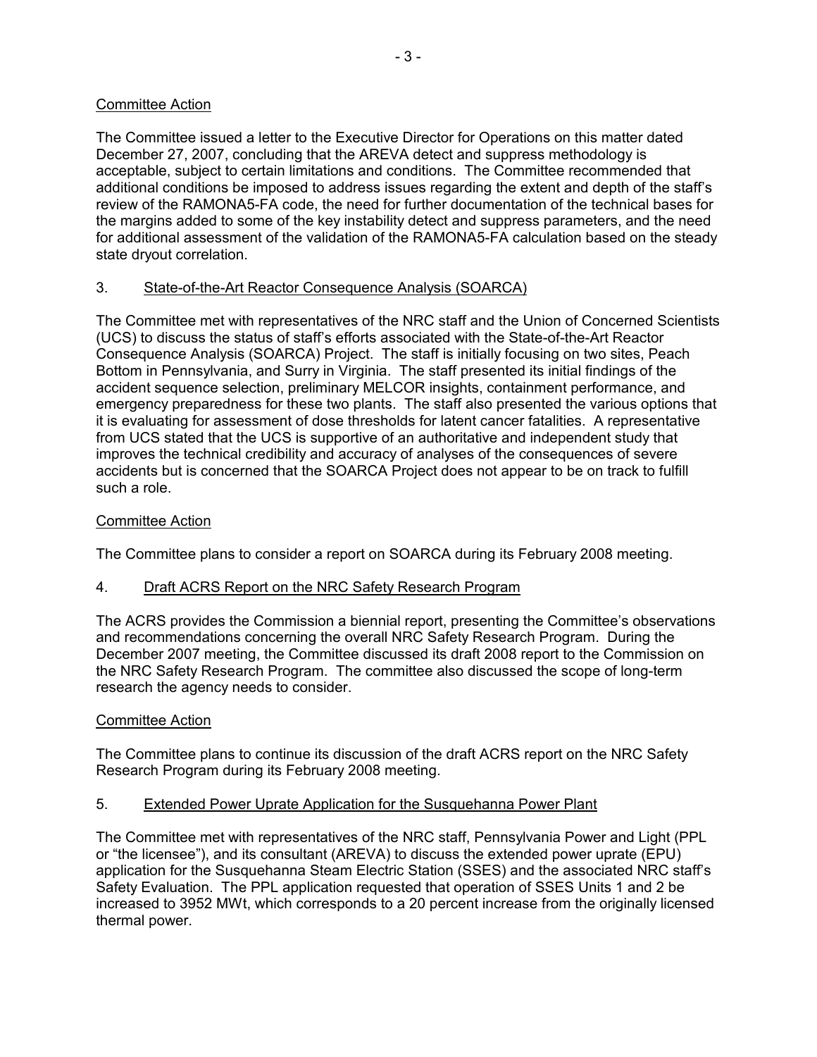Committee Action

The Committee issued a letter to the Executive Director for Operations on this matter dated December 27, 2007, concluding that the AREVA detect and suppress methodology is acceptable, subject to certain limitations and conditions. The Committee recommended that additional conditions be imposed to address issues regarding the extent and depth of the staff's review of the RAMONA5-FA code, the need for further documentation of the technical bases for the margins added to some of the key instability detect and suppress parameters, and the need for additional assessment of the validation of the RAMONA5-FA calculation based on the steady state dryout correlation.

3. State-of-the-Art Reactor Consequence Analysis (SOARCA)

The Committee met with representatives of the NRC staff and the Union of Concerned Scientists (UCS) to discuss the status of staff's efforts associated with the State-of-the-Art Reactor Consequence Analysis (SOARCA) Project. The staff is initially focusing on two sites, Peach Bottom in Pennsylvania, and Surry in Virginia. The staff presented its initial findings of the accident sequence selection, preliminary MELCOR insights, containment performance, and emergency preparedness for these two plants. The staff also presented the various options that it is evaluating for assessment of dose thresholds for latent cancer fatalities. A representative from UCS stated that the UCS is supportive of an authoritative and independent study that improves the technical credibility and accuracy of analyses of the consequences of severe accidents but is concerned that the SOARCA Project does not appear to be on track to fulfill such a role.

Committee Action

The Committee plans to consider a report on SOARCA during its February 2008 meeting.

4. Draft ACRS Report on the NRC Safety Research Program

The ACRS provides the Commission a biennial report, presenting the Committee's observations and recommendations concerning the overall NRC Safety Research Program. During the December 2007 meeting, the Committee discussed its draft 2008 report to the Commission on the NRC Safety Research Program. The committee also discussed the scope of long-term research the agency needs to consider.

Committee Action

The Committee plans to continue its discussion of the draft ACRS report on the NRC Safety Research Program during its February 2008 meeting.

5. Extended Power Uprate Application for the Susquehanna Power Plant

The Committee met with representatives of the NRC staff, Pennsylvania Power and Light (PPL or "the licensee"), and its consultant (AREVA) to discuss the extended power uprate (EPU) application for the Susquehanna Steam Electric Station (SSES) and the associated NRC staff's Safety Evaluation. The PPL application requested that operation of SSES Units 1 and 2 be increased to 3952 MWt, which corresponds to a 20 percent increase from the originally licensed thermal power.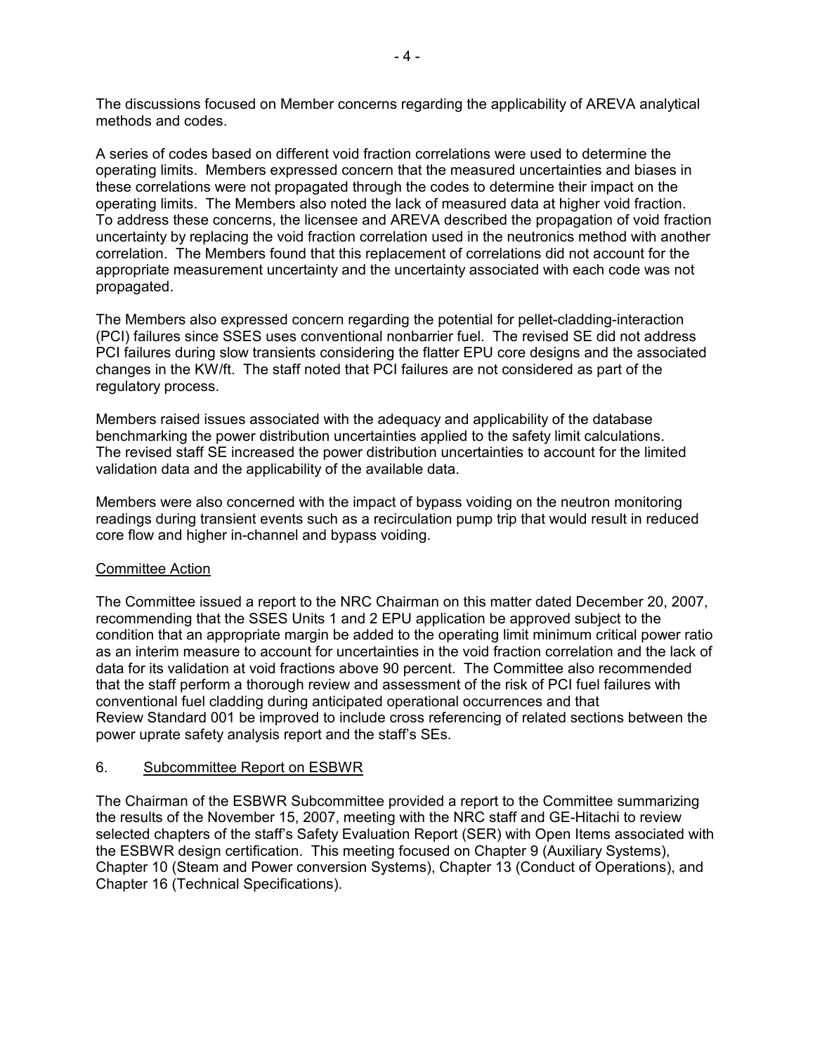The discussions focused on Member concerns regarding the applicability of AREVA analytical methods and codes.

A series of codes based on different void fraction correlations were used to determine the operating limits. Members expressed concern that the measured uncertainties and biases in these correlations were not propagated through the codes to determine their impact on the operating limits. The Members also noted the lack of measured data at higher void fraction. To address these concerns, the licensee and AREVA described the propagation of void fraction uncertainty by replacing the void fraction correlation used in the neutronics method with another correlation. The Members found that this replacement of correlations did not account for the appropriate measurement uncertainty and the uncertainty associated with each code was not propagated.

The Members also expressed concern regarding the potential for pellet-cladding-interaction (PCI) failures since SSES uses conventional nonbarrier fuel. The revised SE did not address PCI failures during slow transients considering the flatter EPU core designs and the associated changes in the KW/ft. The staff noted that PCI failures are not considered as part of the regulatory process.

Members raised issues associated with the adequacy and applicability of the database benchmarking the power distribution uncertainties applied to the safety limit calculations. The revised staff SE increased the power distribution uncertainties to account for the limited validation data and the applicability of the available data.

Members were also concerned with the impact of bypass voiding on the neutron monitoring readings during transient events such as a recirculation pump trip that would result in reduced core flow and higher in-channel and bypass voiding.

Committee Action

The Committee issued a report to the NRC Chairman on this matter dated December 20, 2007, recommending that the SSES Units 1 and 2 EPU application be approved subject to the condition that an appropriate margin be added to the operating limit minimum critical power ratio as an interim measure to account for uncertainties in the void fraction correlation and the lack of data for its validation at void fractions above 90 percent. The Committee also recommended that the staff perform a thorough review and assessment of the risk of PCI fuel failures with conventional fuel cladding during anticipated operational occurrences and that Review Standard 001 be improved to include cross referencing of related sections between the power uprate safety analysis report and the staff's SEs.

## 6. Subcommittee Report on ESBWR

The Chairman of the ESBWR Subcommittee provided a report to the Committee summarizing the results of the November 15, 2007, meeting with the NRC staff and GE-Hitachi to review selected chapters of the staff's Safety Evaluation Report (SER) with Open Items associated with the ESBWR design certification. This meeting focused on Chapter 9 (Auxiliary Systems), Chapter 10 (Steam and Power conversion Systems), Chapter 13 (Conduct of Operations), and Chapter 16 (Technical Specifications).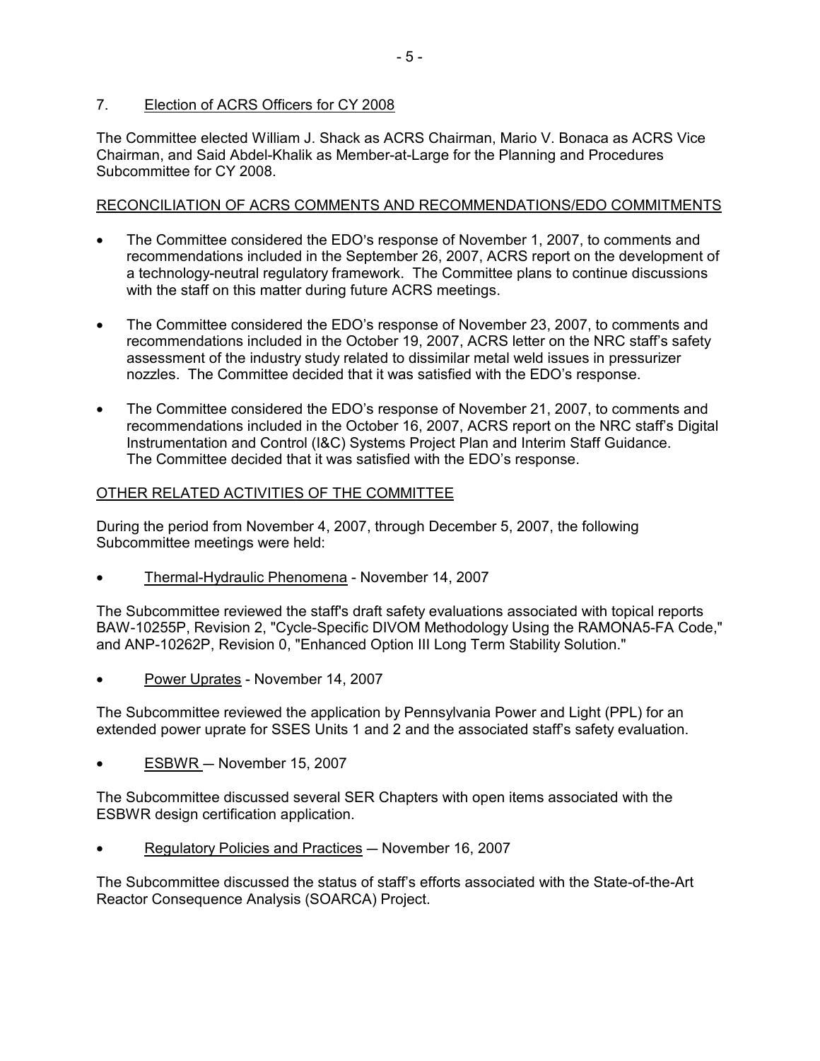7. Election of ACRS Officers for CY 2008

The Committee elected William J. Shack as ACRS Chairman, Mario V. Bonaca as ACRS Vice Chairman, and Said Abdel-Khalik as Member-at-Large for the Planning and Procedures Subcommittee for CY 2008.

RECONCILIATION OF ACRS COMMENTS AND RECOMMENDATIONS/EDO COMMITMENTS

- The Committee considered the EDO's response of November 1, 2007, to comments and recommendations included in the September 26, 2007, ACRS report on the development of a technology-neutral regulatory framework. The Committee plans to continue discussions with the staff on this matter during future ACRS meetings.
- The Committee considered the EDO's response of November 23, 2007, to comments and recommendations included in the October 19, 2007, ACRS letter on the NRC staff's safety assessment of the industry study related to dissimilar metal weld issues in pressurizer nozzles. The Committee decided that it was satisfied with the EDO's response.
- The Committee considered the EDO's response of November 21, 2007, to comments and recommendations included in the October 16, 2007, ACRS report on the NRC staff's Digital Instrumentation and Control (I&C) Systems Project Plan and Interim Staff Guidance. The Committee decided that it was satisfied with the EDO's response.

OTHER RELATED ACTIVITIES OF THE COMMITTEE

During the period from November 4, 2007, through December 5, 2007, the following Subcommittee meetings were held:

- Thermal-Hydraulic Phenomena - November 14, 2007

The Subcommittee reviewed the staff's draft safety evaluations associated with topical reports BAW-10255P, Revision 2, "Cycle-Specific DIVOM Methodology Using the RAMONA5-FA Code," and ANP-10262P, Revision 0, "Enhanced Option III Long Term Stability Solution."

- Power Uprates - November 14, 2007

The Subcommittee reviewed the application by Pennsylvania Power and Light (PPL) for an extended power uprate for SSES Units 1 and 2 and the associated staff's safety evaluation.

- ESBWR — November 15, 2007

The Subcommittee discussed several SER Chapters with open items associated with the ESBWR design certification application.

- Regulatory Policies and Practices — November 16, 2007

The Subcommittee discussed the status of staff's efforts associated with the State-of-the-Art Reactor Consequence Analysis (SOARCA) Project.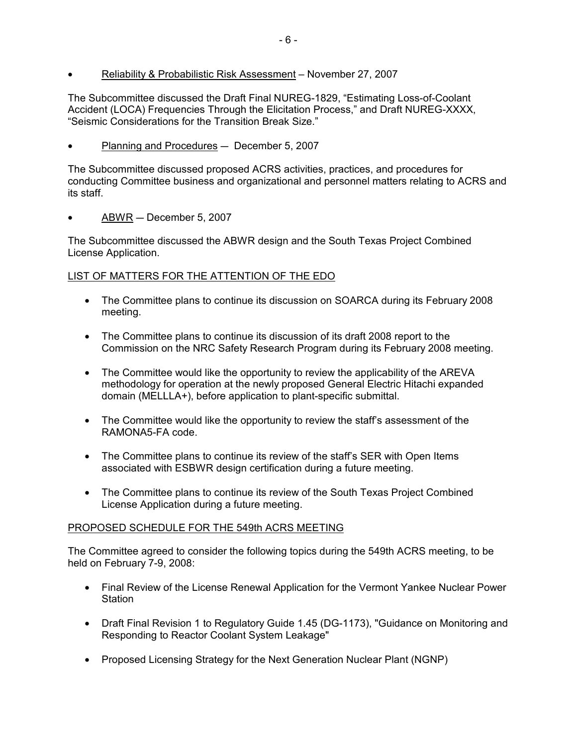- Reliability & Probabilistic Risk Assessment – November 27, 2007

The Subcommittee discussed the Draft Final NUREG-1829, "Estimating Loss-of-Coolant Accident (LOCA) Frequencies Through the Elicitation Process," and Draft NUREG-XXXX, "Seismic Considerations for the Transition Break Size."

- Planning and Procedures — December 5, 2007

The Subcommittee discussed proposed ACRS activities, practices, and procedures for conducting Committee business and organizational and personnel matters relating to ACRS and its staff.

- ABWR — December 5, 2007

The Subcommittee discussed the ABWR design and the South Texas Project Combined License Application.

## LIST OF MATTERS FOR THE ATTENTION OF THE EDO

- The Committee plans to continue its discussion on SOARCA during its February 2008 meeting.
- The Committee plans to continue its discussion of its draft 2008 report to the Commission on the NRC Safety Research Program during its February 2008 meeting.
- The Committee would like the opportunity to review the applicability of the AREVA methodology for operation at the newly proposed General Electric Hitachi expanded domain (MELLLA+), before application to plant-specific submittal.
- The Committee would like the opportunity to review the staff's assessment of the RAMONA5-FA code.
- The Committee plans to continue its review of the staff's SER with Open Items associated with ESBWR design certification during a future meeting.
- The Committee plans to continue its review of the South Texas Project Combined License Application during a future meeting.

## PROPOSED SCHEDULE FOR THE 549th ACRS MEETING

The Committee agreed to consider the following topics during the 549th ACRS meeting, to be held on February 7-9, 2008:

- Final Review of the License Renewal Application for the Vermont Yankee Nuclear Power Station
- Draft Final Revision 1 to Regulatory Guide 1.45 (DG-1173), "Guidance on Monitoring and Responding to Reactor Coolant System Leakage"
- Proposed Licensing Strategy for the Next Generation Nuclear Plant (NGNP)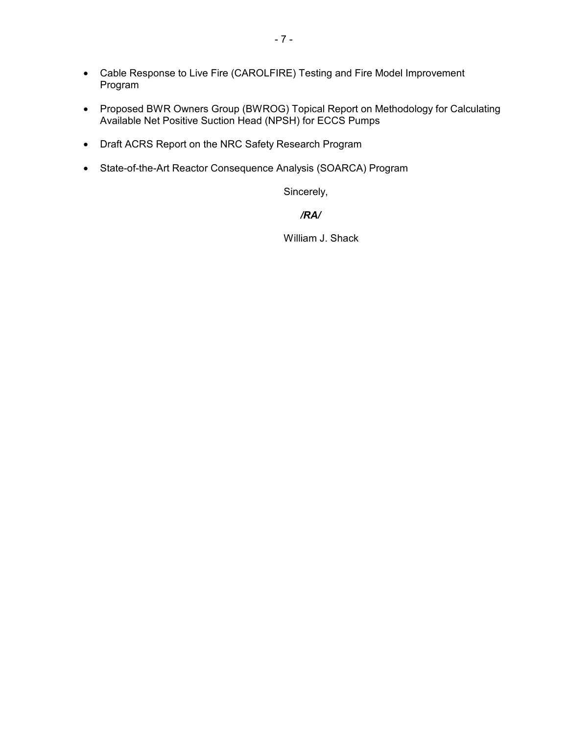- Cable Response to Live Fire (CAROLFIRE) Testing and Fire Model Improvement Program

- Proposed BWR Owners Group (BWROG) Topical Report on Methodology for Calculating Available Net Positive Suction Head (NPSH) for ECCS Pumps

- Draft ACRS Report on the NRC Safety Research Program

- State-of-the-Art Reactor Consequence Analysis (SOARCA) Program

Sincerely,

***/RA/***

William J. Shack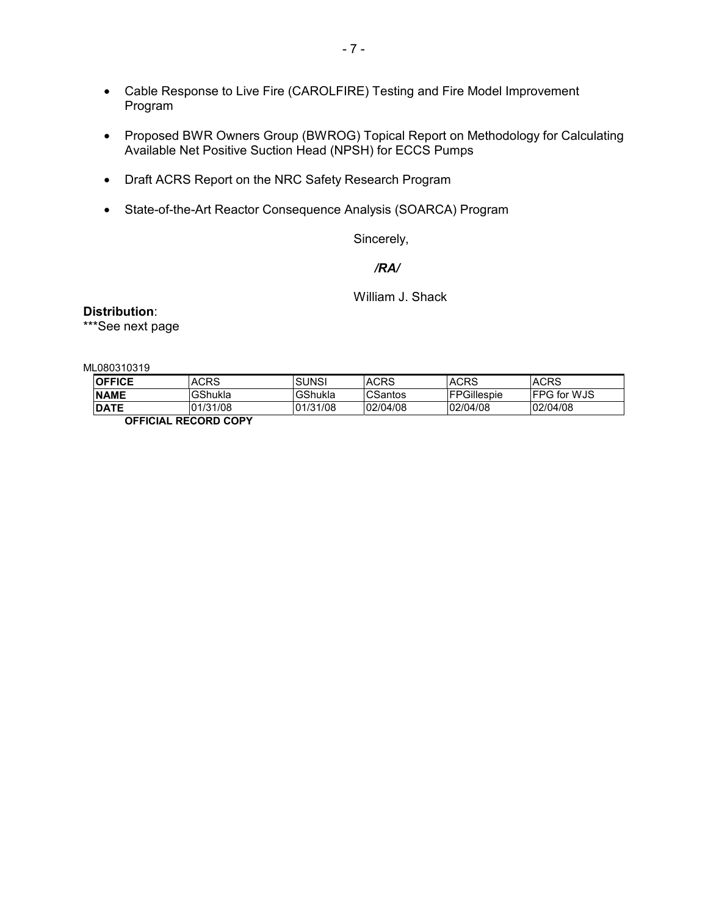- Cable Response to Live Fire (CAROLFIRE) Testing and Fire Model Improvement Program

- Proposed BWR Owners Group (BWROG) Topical Report on Methodology for Calculating Available Net Positive Suction Head (NPSH) for ECCS Pumps

- Draft ACRS Report on the NRC Safety Research Program

- State-of-the-Art Reactor Consequence Analysis (SOARCA) Program

Sincerely,

*/RA/*

William J. Shack

**Distribution**:
***See next page

ML080310319

| **OFFICE** | ACRS | SUNSI | ACRS | ACRS | ACRS |
|---|---|---|---|---|---|
| **NAME** | GShukla | GShukla | CSantos | FPGillespie | FPG for WJS |
| **DATE** | 01/31/08 | 01/31/08 | 02/04/08 | 02/04/08 | 02/04/08 |

**OFFICIAL RECORD COPY**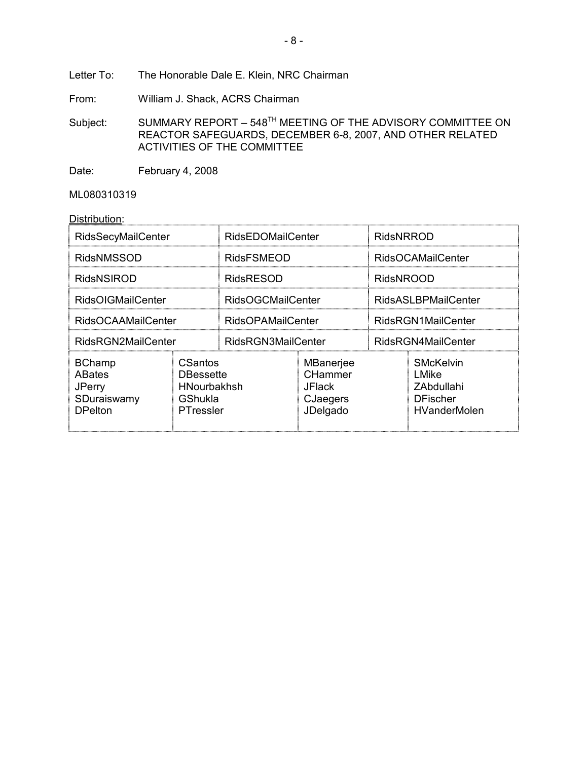Letter To: The Honorable Dale E. Klein, NRC Chairman

From: William J. Shack, ACRS Chairman

Subject: SUMMARY REPORT – 548[TH] MEETING OF THE ADVISORY COMMITTEE ON REACTOR SAFEGUARDS, DECEMBER 6-8, 2007, AND OTHER RELATED ACTIVITIES OF THE COMMITTEE

Date: February 4, 2008

ML080310319

Distribution:

| | | |
|---|---|---|
| RidsSecyMailCenter | RidsEDOMailCenter | RidsNRROD |
| RidsNMSSOD | RidsFSMEOD | RidsOCAMailCenter |
| RidsNSIROD | RidsRESOD | RidsNROOD |
| RidsOIGMailCenter | RidsOGCMailCenter | RidsASLBPMailCenter |
| RidsOCAAMailCenter | RidsOPAMailCenter | RidsRGN1MailCenter |
| RidsRGN2MailCenter | RidsRGN3MailCenter | RidsRGN4MailCenter |

| | | | |
|---|---|---|---|
| BChamp<br>ABates<br>JPerry<br>SDuraiswamy<br>DPelton | CSantos<br>DBessette<br>HNourbakhsh<br>GShukla<br>PTressler | MBanerjee<br>CHammer<br>JFlack<br>CJaegers<br>JDelgado | SMcKelvin<br>LMike<br>ZAbdullahi<br>DFischer<br>HVanderMolen |